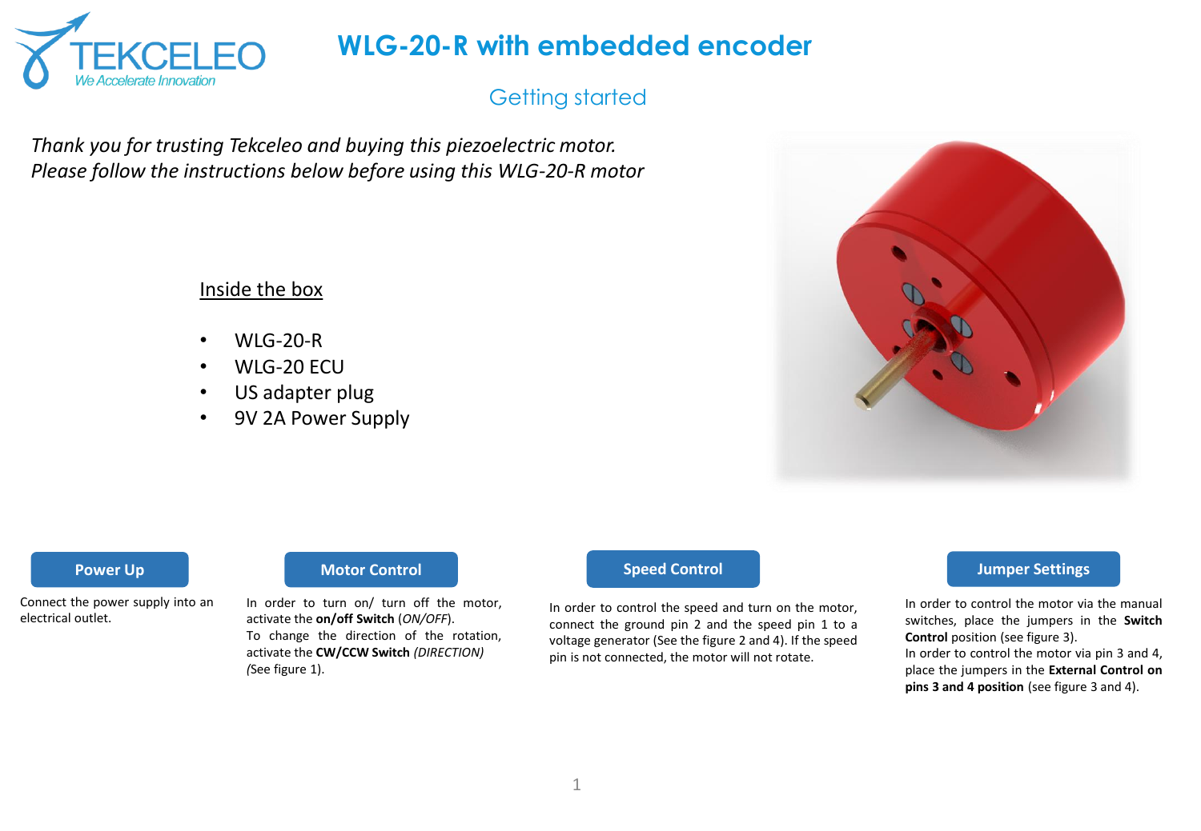# WLG-20-R with embedded encoder

## Getting started

*Thank you for trusting Tekceleo and buying this piezoelectric motor.*
*Please follow the instructions below before using this WLG-20-R motor*

### Inside the box

- WLG-20-R
- WLG-20 ECU
- US adapter plug
- 9V 2A Power Supply

### Power Up

Connect the power supply into an electrical outlet.

### Motor Control

In order to turn on/ turn off the motor, activate the **on/off Switch** (*ON/OFF*).
To change the direction of the rotation, activate the **CW/CCW Switch** *(DIRECTION)* *(*See figure 1).

### Speed Control

In order to control the speed and turn on the motor, connect the ground pin 2 and the speed pin 1 to a voltage generator (See the figure 2 and 4). If the speed pin is not connected, the motor will not rotate.

### Jumper Settings

In order to control the motor via the manual switches, place the jumpers in the **Switch Control** position (see figure 3).
In order to control the motor via pin 3 and 4, place the jumpers in the **External Control on pins 3 and 4 position** (see figure 3 and 4).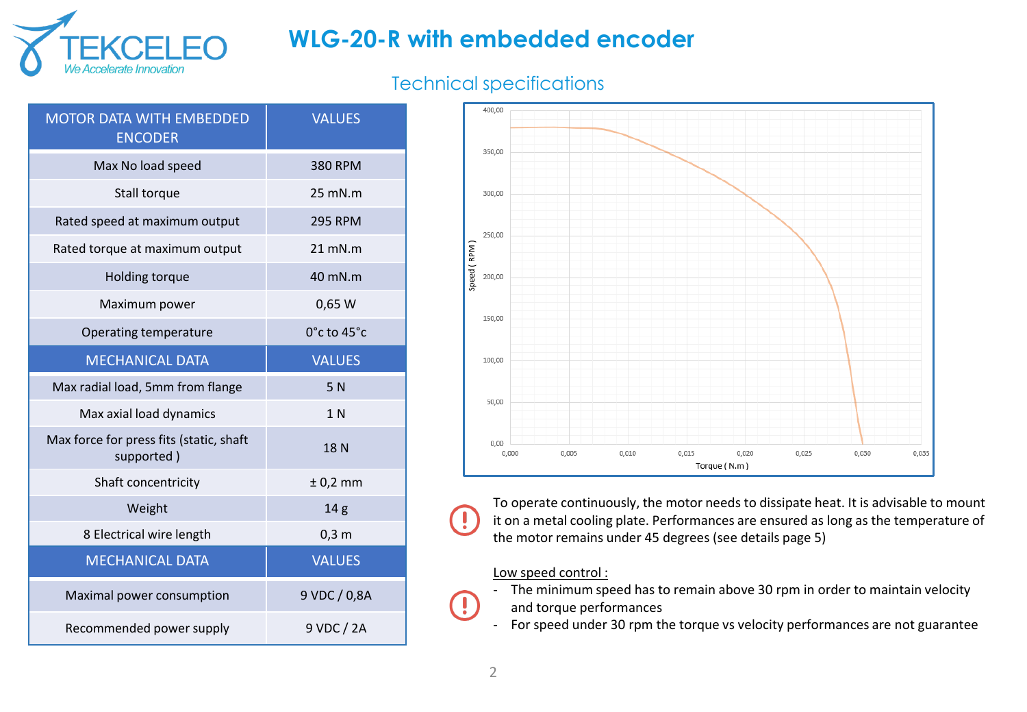# WLG-20-R with embedded encoder

## Technical specifications

| MOTOR DATA WITH EMBEDDED ENCODER | VALUES |
|---|---|
| Max No load speed | 380 RPM |
| Stall torque | 25 mN.m |
| Rated speed at maximum output | 295 RPM |
| Rated torque at maximum output | 21 mN.m |
| Holding torque | 40 mN.m |
| Maximum power | 0,65 W |
| Operating temperature | 0°c to 45°c |
| **MECHANICAL DATA** | **VALUES** |
| Max radial load, 5mm from flange | 5 N |
| Max axial load dynamics | 1 N |
| Max force for press fits (static, shaft supported ) | 18 N |
| Shaft concentricity | ± 0,2 mm |
| Weight | 14 g |
| 8 Electrical wire length | 0,3 m |
| **MECHANICAL DATA** | **VALUES** |
| Maximal power consumption | 9 VDC / 0,8A |
| Recommended power supply | 9 VDC / 2A |

To operate continuously, the motor needs to dissipate heat. It is advisable to mount it on a metal cooling plate. Performances are ensured as long as the temperature of the motor remains under 45 degrees (see details page 5)

<u>Low speed control :</u>

- The minimum speed has to remain above 30 rpm in order to maintain velocity and torque performances
- For speed under 30 rpm the torque vs velocity performances are not guarantee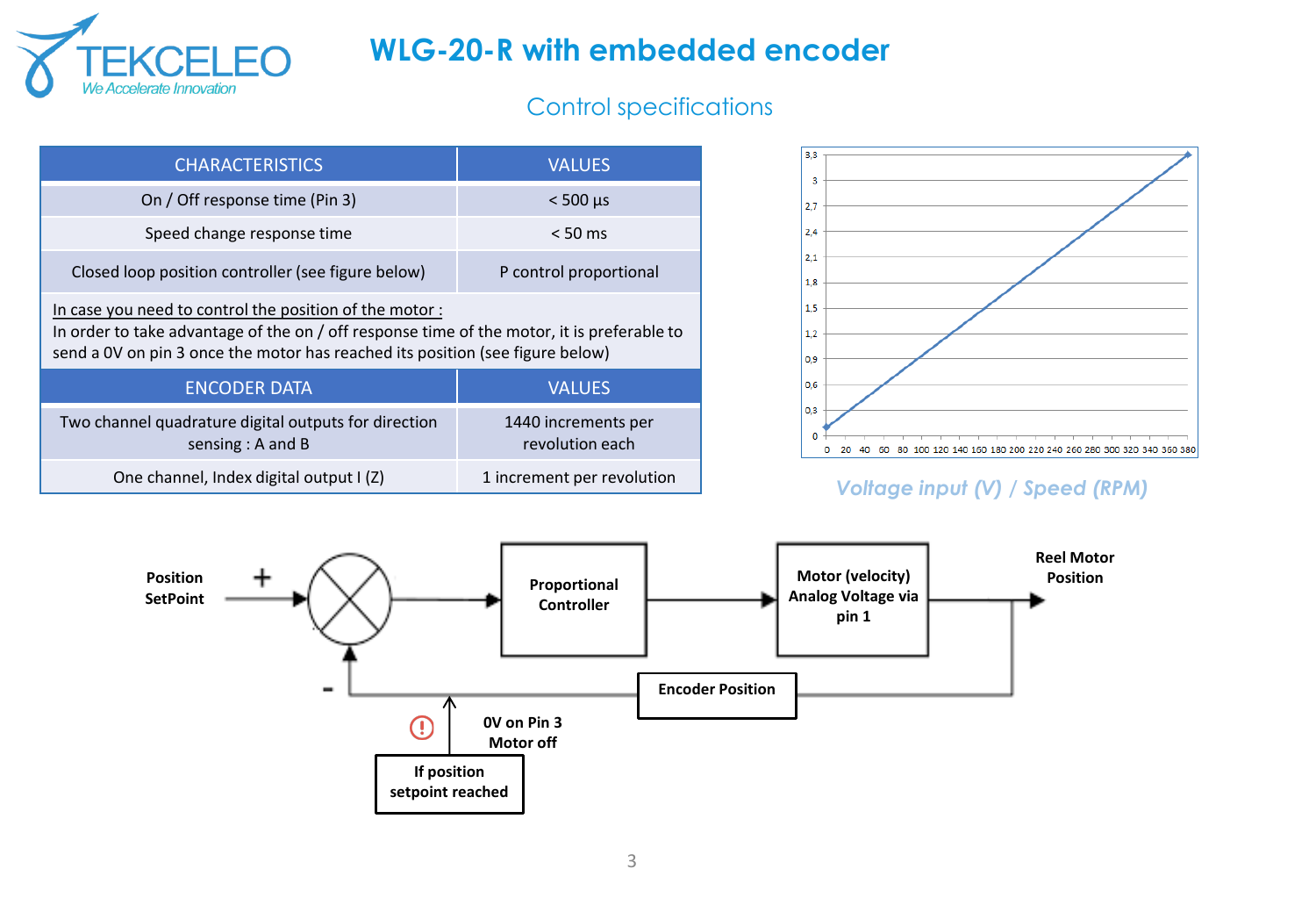# WLG-20-R with embedded encoder

## Control specifications

| CHARACTERISTICS | VALUES |
| --- | --- |
| On / Off response time (Pin 3) | < 500 µs |
| Speed change response time | < 50 ms |
| Closed loop position controller (see figure below) | P control proportional |
| <u>In case you need to control the position of the motor :</u> In order to take advantage of the on / off response time of the motor, it is preferable to send a 0V on pin 3 once the motor has reached its position (see figure below) | |
| **ENCODER DATA** | **VALUES** |
| Two channel quadrature digital outputs for direction sensing : A and B | 1440 increments per revolution each |
| One channel, Index digital output I (Z) | 1 increment per revolution |

*Voltage input (V) / Speed (RPM)*

Position SetPoint → + → Proportional Controller → Motor (velocity) Analog Voltage via pin 1 → Reel Motor Position

- Encoder Position (feedback)

If position setpoint reached → 0V on Pin 3 Motor off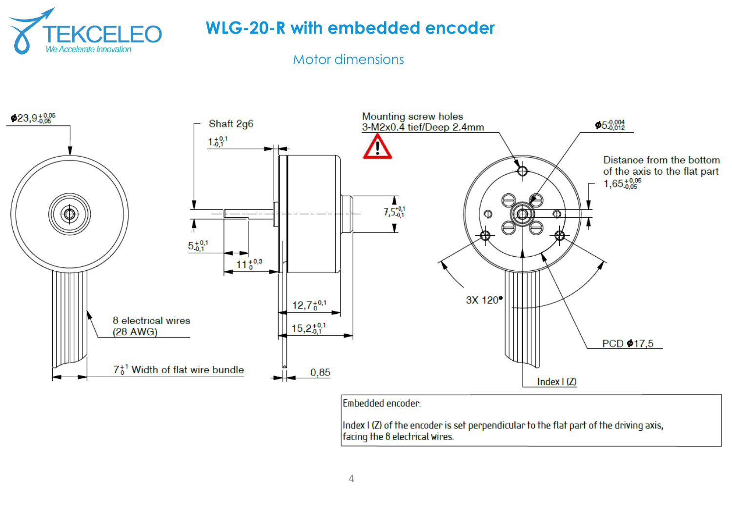# WLG-20-R with embedded encoder

## Motor dimensions

$\phi 23{,}9^{+0{,}05}_{-0{,}05}$

Shaft 2g6

$1^{+0{,}1}_{-0{,}1}$

Mounting screw holes
3-M2x0.4 tief/Deep 2.4mm

$\phi 5^{-0{,}004}_{-0{,}012}$

Distance from the bottom of the axis to the flat part
$1{,}65^{+0{,}05}_{-0{,}05}$

$7{,}5^{+0{,}1}_{-0{,}1}$

$5^{+0{,}1}_{-0{,}1}$

$11^{+0{,}3}_{0}$

3X 120°

$12{,}7^{+0{,}1}_{0}$

$15{,}2^{+0{,}1}_{-0{,}1}$

8 electrical wires
(28 AWG)

PCD $\phi$17,5

$7^{+1}_{0}$ Width of flat wire bundle

0,85

Index I (Z)

Embedded encoder:

Index I (Z) of the encoder is set perpendicular to the flat part of the driving axis, facing the 8 electrical wires.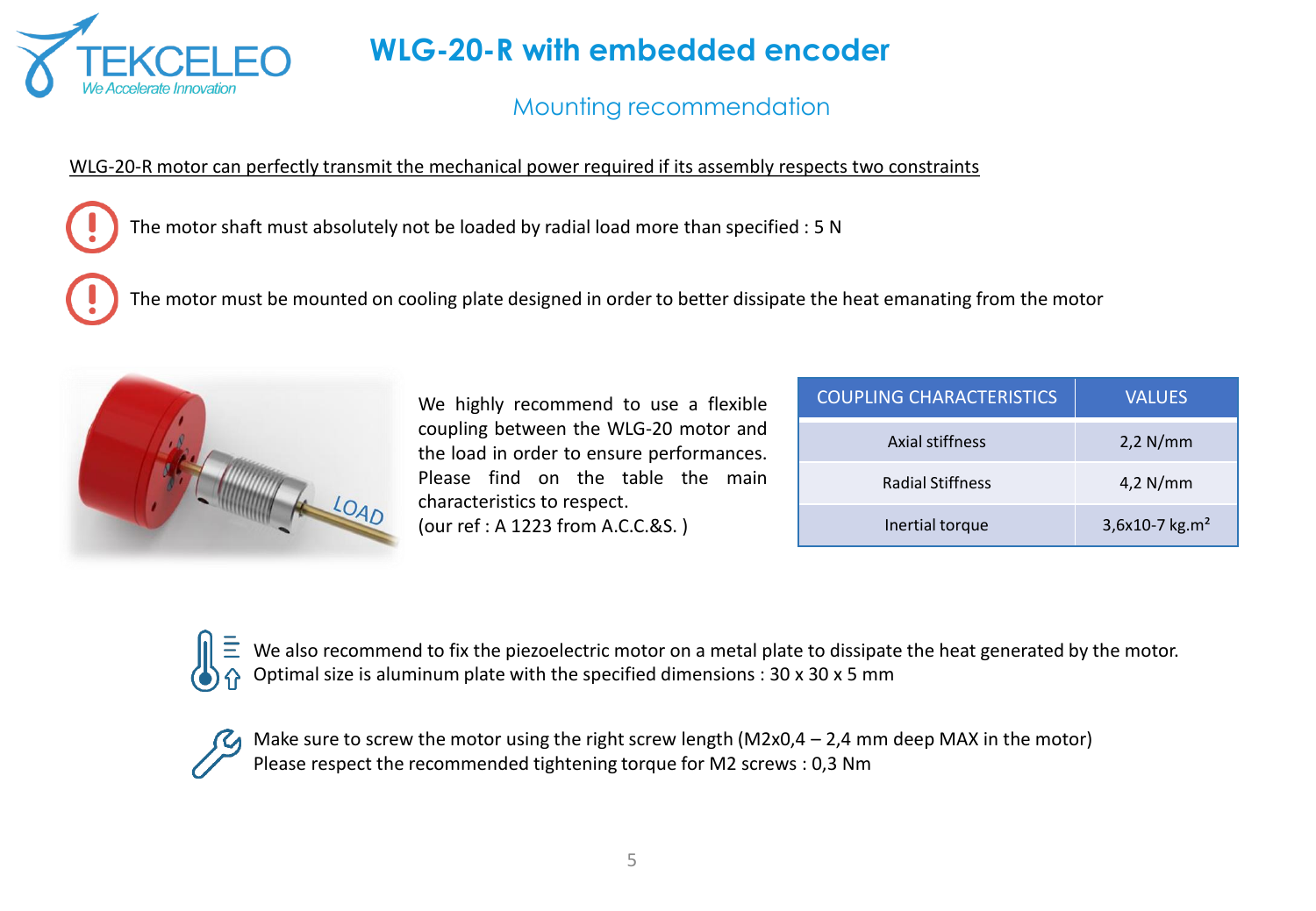# WLG-20-R with embedded encoder

## Mounting recommendation

WLG-20-R motor can perfectly transmit the mechanical power required if its assembly respects two constraints

The motor shaft must absolutely not be loaded by radial load more than specified : 5 N

The motor must be mounted on cooling plate designed in order to better dissipate the heat emanating from the motor

We highly recommend to use a flexible coupling between the WLG-20 motor and the load in order to ensure performances. Please find on the table the main characteristics to respect.
(our ref : A 1223 from A.C.C.&S. )

| COUPLING CHARACTERISTICS | VALUES |
| --- | --- |
| Axial stiffness | 2,2 N/mm |
| Radial Stiffness | 4,2 N/mm |
| Inertial torque | 3,6x10-7 kg.m² |

We also recommend to fix the piezoelectric motor on a metal plate to dissipate the heat generated by the motor.
Optimal size is aluminum plate with the specified dimensions : 30 x 30 x 5 mm

Make sure to screw the motor using the right screw length (M2x0,4 – 2,4 mm deep MAX in the motor)
Please respect the recommended tightening torque for M2 screws : 0,3 Nm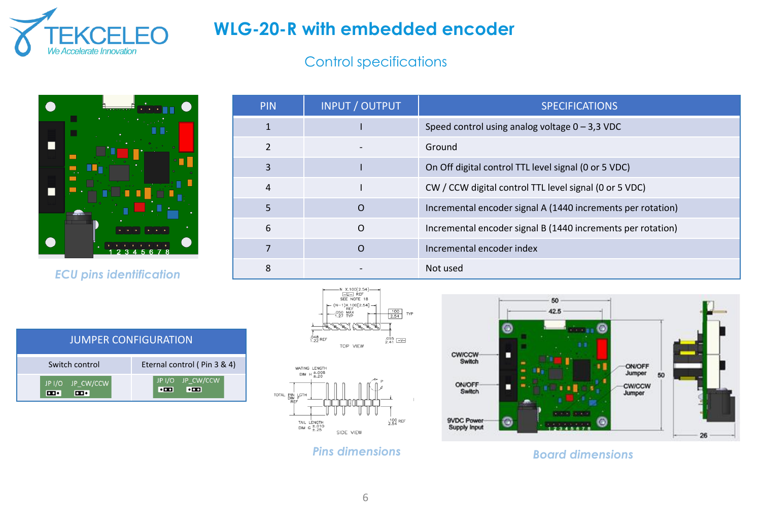# WLG-20-R with embedded encoder

## Control specifications

| PIN | INPUT / OUTPUT | SPECIFICATIONS |
|---|---|---|
| 1 | I | Speed control using analog voltage 0 – 3,3 VDC |
| 2 | - | Ground |
| 3 | I | On Off digital control TTL level signal (0 or 5 VDC) |
| 4 | I | CW / CCW digital control TTL level signal (0 or 5 VDC) |
| 5 | O | Incremental encoder signal A (1440 increments per rotation) |
| 6 | O | Incremental encoder signal B (1440 increments per rotation) |
| 7 | O | Incremental encoder index |
| 8 | - | Not used |

*ECU pins identification*

| JUMPER CONFIGURATION | |
|---|---|
| Switch control | Eternal control ( Pin 3 & 4) |
| JP I/O JP_CW/CCW | JP I/O JP_CW/CCW |

*Pins dimensions*

*Board dimensions*